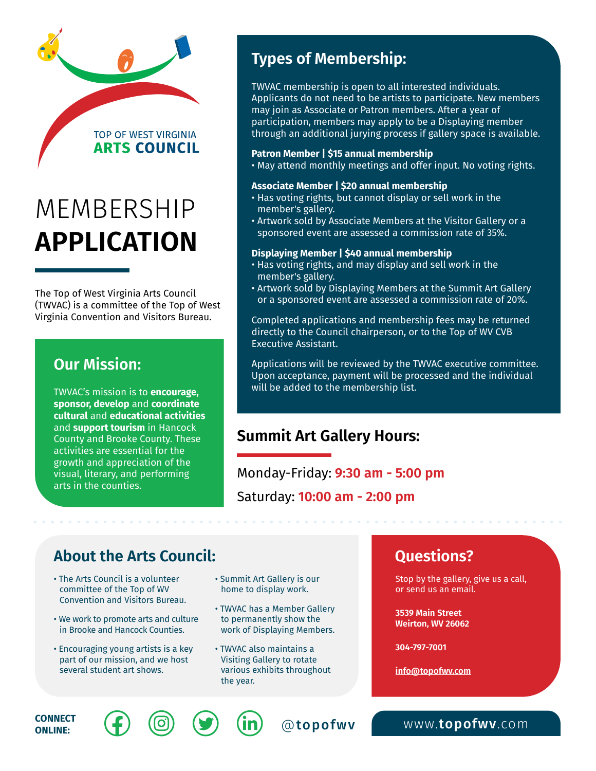TOP OF WEST VIRGINIA
**ARTS COUNCIL**

# MEMBERSHIP **APPLICATION**

The Top of West Virginia Arts Council (TWVAC) is a committee of the Top of West Virginia Convention and Visitors Bureau.

## Our Mission:

TWVAC's mission is to **encourage, sponsor, develop** and **coordinate cultural** and **educational activities** and **support tourism** in Hancock County and Brooke County. These activities are essential for the growth and appreciation of the visual, literary, and performing arts in the counties.

## Types of Membership:

TWVAC membership is open to all interested individuals. Applicants do not need to be artists to participate. New members may join as Associate or Patron members. After a year of participation, members may apply to be a Displaying member through an additional jurying process if gallery space is available.

**Patron Member | $15 annual membership**

- May attend monthly meetings and offer input. No voting rights.

**Associate Member | $20 annual membership**

- Has voting rights, but cannot display or sell work in the member's gallery.
- Artwork sold by Associate Members at the Visitor Gallery or a sponsored event are assessed a commission rate of 35%.

**Displaying Member | $40 annual membership**

- Has voting rights, and may display and sell work in the member's gallery.
- Artwork sold by Displaying Members at the Summit Art Gallery or a sponsored event are assessed a commission rate of 20%.

Completed applications and membership fees may be returned directly to the Council chairperson, or to the Top of WV CVB Executive Assistant.

Applications will be reviewed by the TWVAC executive committee. Upon acceptance, payment will be processed and the individual will be added to the membership list.

## Summit Art Gallery Hours:

Monday-Friday: **9:30 am - 5:00 pm**

Saturday: **10:00 am - 2:00 pm**

## About the Arts Council:

- The Arts Council is a volunteer committee of the Top of WV Convention and Visitors Bureau.
- We work to promote arts and culture in Brooke and Hancock Counties.
- Encouraging young artists is a key part of our mission, and we host several student art shows.
- Summit Art Gallery is our home to display work.
- TWVAC has a Member Gallery to permanently show the work of Displaying Members.
- TWVAC also maintains a Visiting Gallery to rotate various exhibits throughout the year.

## Questions?

Stop by the gallery, give us a call, or send us an email.

**3539 Main Street**
**Weirton, WV 26062**

**304-797-7001**

**info@topofwv.com**

**CONNECT ONLINE:** @topofwv

www.**topofwv**.com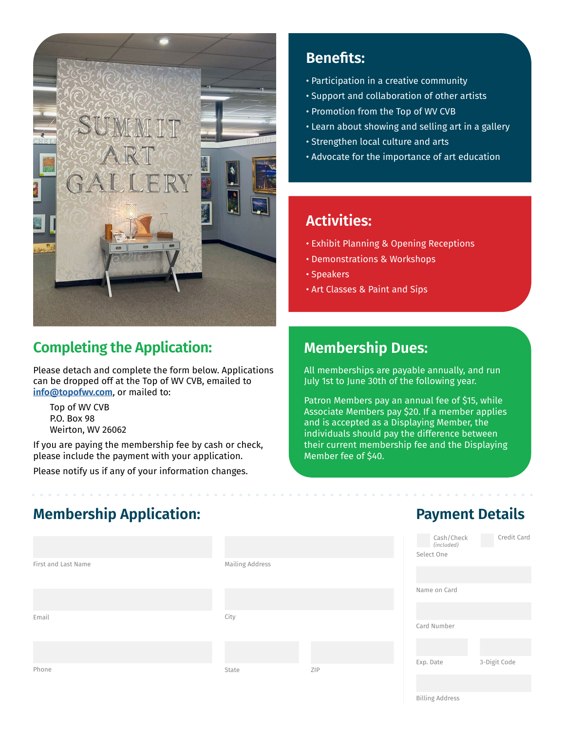## Benefits:

- Participation in a creative community
- Support and collaboration of other artists
- Promotion from the Top of WV CVB
- Learn about showing and selling art in a gallery
- Strengthen local culture and arts
- Advocate for the importance of art education

## Activities:

- Exhibit Planning & Opening Receptions
- Demonstrations & Workshops
- Speakers
- Art Classes & Paint and Sips

## Completing the Application:

Please detach and complete the form below. Applications can be dropped off at the Top of WV CVB, emailed to **info@topofwv.com**, or mailed to:

Top of WV CVB
P.O. Box 98
Weirton, WV 26062

If you are paying the membership fee by cash or check, please include the payment with your application.

Please notify us if any of your information changes.

## Membership Dues:

All memberships are payable annually, and run July 1st to June 30th of the following year.

Patron Members pay an annual fee of $15, while Associate Members pay $20. If a member applies and is accepted as a Displaying Member, the individuals should pay the difference between their current membership fee and the Displaying Member fee of $40.

## Membership Application:

First and Last Name

Mailing Address

Email

City

Phone

State

ZIP

## Payment Details

Cash/Check *(included)*

Credit Card

Select One

Name on Card

Card Number

Exp. Date

3-Digit Code

Billing Address